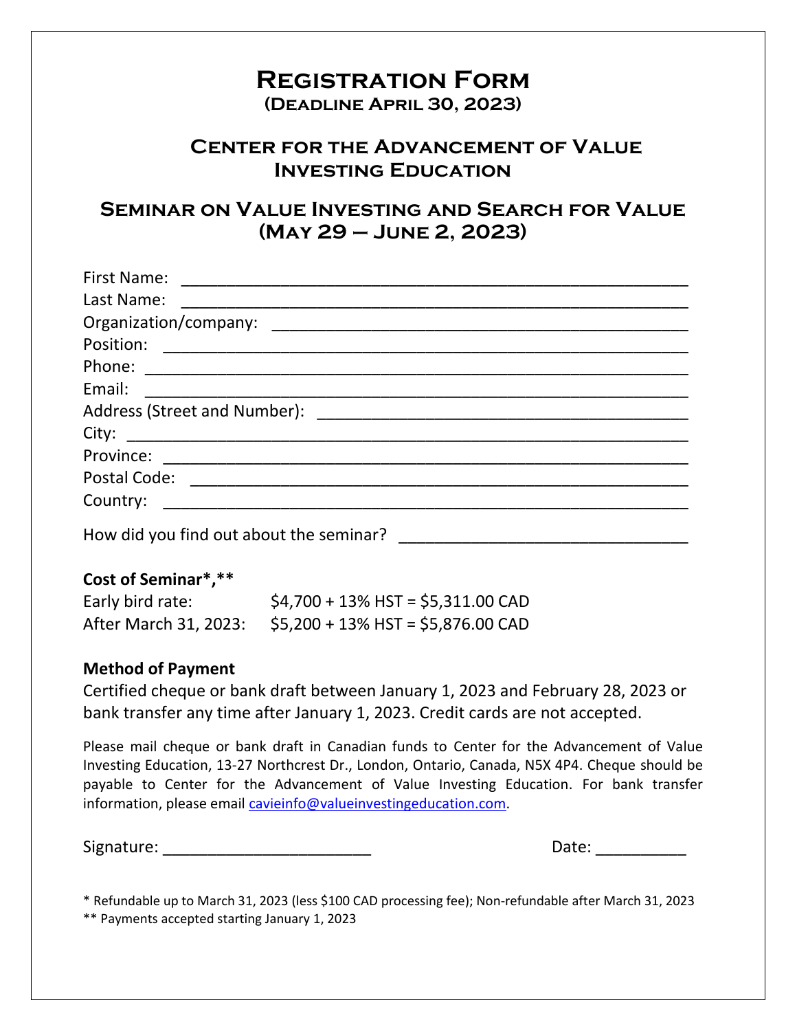# Registration Form

**(Deadline April 30, 2023)**

## Center for the Advancement of Value Investing Education

## Seminar on Value Investing and Search for Value (May 29 – June 2, 2023)

First Name: ____________________________________________________

Last Name: ____________________________________________________

Organization/company: ____________________________________________

Position: ______________________________________________________

Phone: ________________________________________________________

Email: ________________________________________________________

Address (Street and Number): ______________________________________

City: __________________________________________________________

Province: ______________________________________________________

Postal Code: ____________________________________________________

Country: _______________________________________________________

How did you find out about the seminar? ______________________________

**Cost of Seminar\*,\*\***

| | |
|---|---|
| Early bird rate: | $4,700 + 13% HST = $5,311.00 CAD |
| After March 31, 2023: | $5,200 + 13% HST = $5,876.00 CAD |

**Method of Payment**

Certified cheque or bank draft between January 1, 2023 and February 28, 2023 or bank transfer any time after January 1, 2023. Credit cards are not accepted.

Please mail cheque or bank draft in Canadian funds to Center for the Advancement of Value Investing Education, 13-27 Northcrest Dr., London, Ontario, Canada, N5X 4P4. Cheque should be payable to Center for the Advancement of Value Investing Education. For bank transfer information, please email cavieinfo@valueinvestingeducation.com.

Signature: _______________________ Date: __________

\* Refundable up to March 31, 2023 (less $100 CAD processing fee); Non-refundable after March 31, 2023

\*\* Payments accepted starting January 1, 2023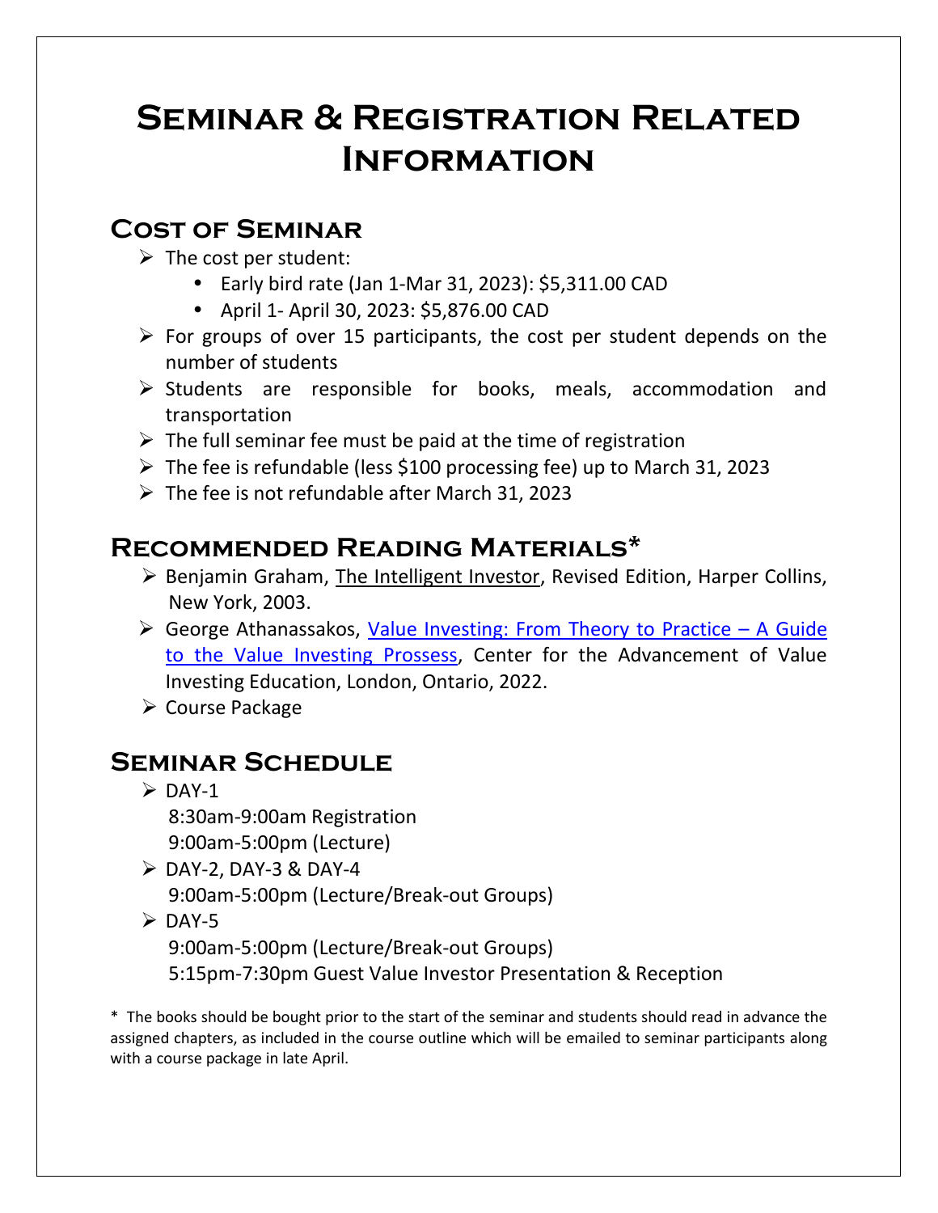# Seminar & Registration Related Information

## Cost of Seminar

- The cost per student:
  - Early bird rate (Jan 1-Mar 31, 2023): $5,311.00 CAD
  - April 1- April 30, 2023: $5,876.00 CAD
- For groups of over 15 participants, the cost per student depends on the number of students
- Students are responsible for books, meals, accommodation and transportation
- The full seminar fee must be paid at the time of registration
- The fee is refundable (less $100 processing fee) up to March 31, 2023
- The fee is not refundable after March 31, 2023

## Recommended Reading Materials*

- Benjamin Graham, The Intelligent Investor, Revised Edition, Harper Collins, New York, 2003.
- George Athanassakos, Value Investing: From Theory to Practice – A Guide to the Value Investing Prossess, Center for the Advancement of Value Investing Education, London, Ontario, 2022.
- Course Package

## Seminar Schedule

- DAY-1
  8:30am-9:00am Registration
  9:00am-5:00pm (Lecture)
- DAY-2, DAY-3 & DAY-4
  9:00am-5:00pm (Lecture/Break-out Groups)
- DAY-5
  9:00am-5:00pm (Lecture/Break-out Groups)
  5:15pm-7:30pm Guest Value Investor Presentation & Reception

* The books should be bought prior to the start of the seminar and students should read in advance the assigned chapters, as included in the course outline which will be emailed to seminar participants along with a course package in late April.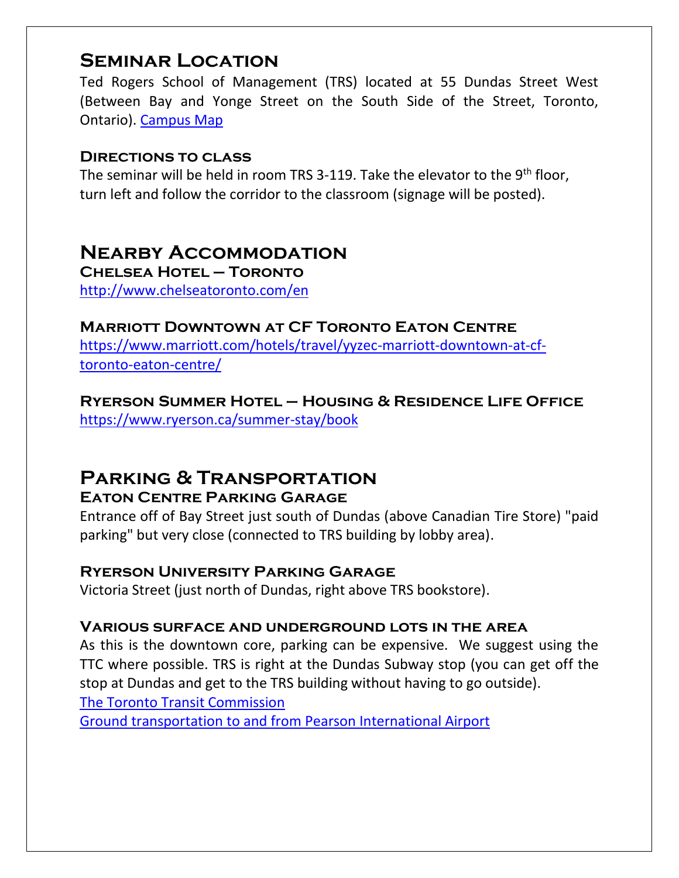# Seminar Location

Ted Rogers School of Management (TRS) located at 55 Dundas Street West (Between Bay and Yonge Street on the South Side of the Street, Toronto, Ontario). [Campus Map]

### Directions to class

The seminar will be held in room TRS 3-119. Take the elevator to the 9th floor, turn left and follow the corridor to the classroom (signage will be posted).

# Nearby Accommodation

### Chelsea Hotel – Toronto

http://www.chelseatoronto.com/en

### Marriott Downtown at CF Toronto Eaton Centre

https://www.marriott.com/hotels/travel/yyzec-marriott-downtown-at-cf-toronto-eaton-centre/

### Ryerson Summer Hotel – Housing & Residence Life Office

https://www.ryerson.ca/summer-stay/book

# Parking & Transportation

### Eaton Centre Parking Garage

Entrance off of Bay Street just south of Dundas (above Canadian Tire Store) "paid parking" but very close (connected to TRS building by lobby area).

### Ryerson University Parking Garage

Victoria Street (just north of Dundas, right above TRS bookstore).

### Various surface and underground lots in the area

As this is the downtown core, parking can be expensive. We suggest using the TTC where possible. TRS is right at the Dundas Subway stop (you can get off the stop at Dundas and get to the TRS building without having to go outside).

The Toronto Transit Commission

Ground transportation to and from Pearson International Airport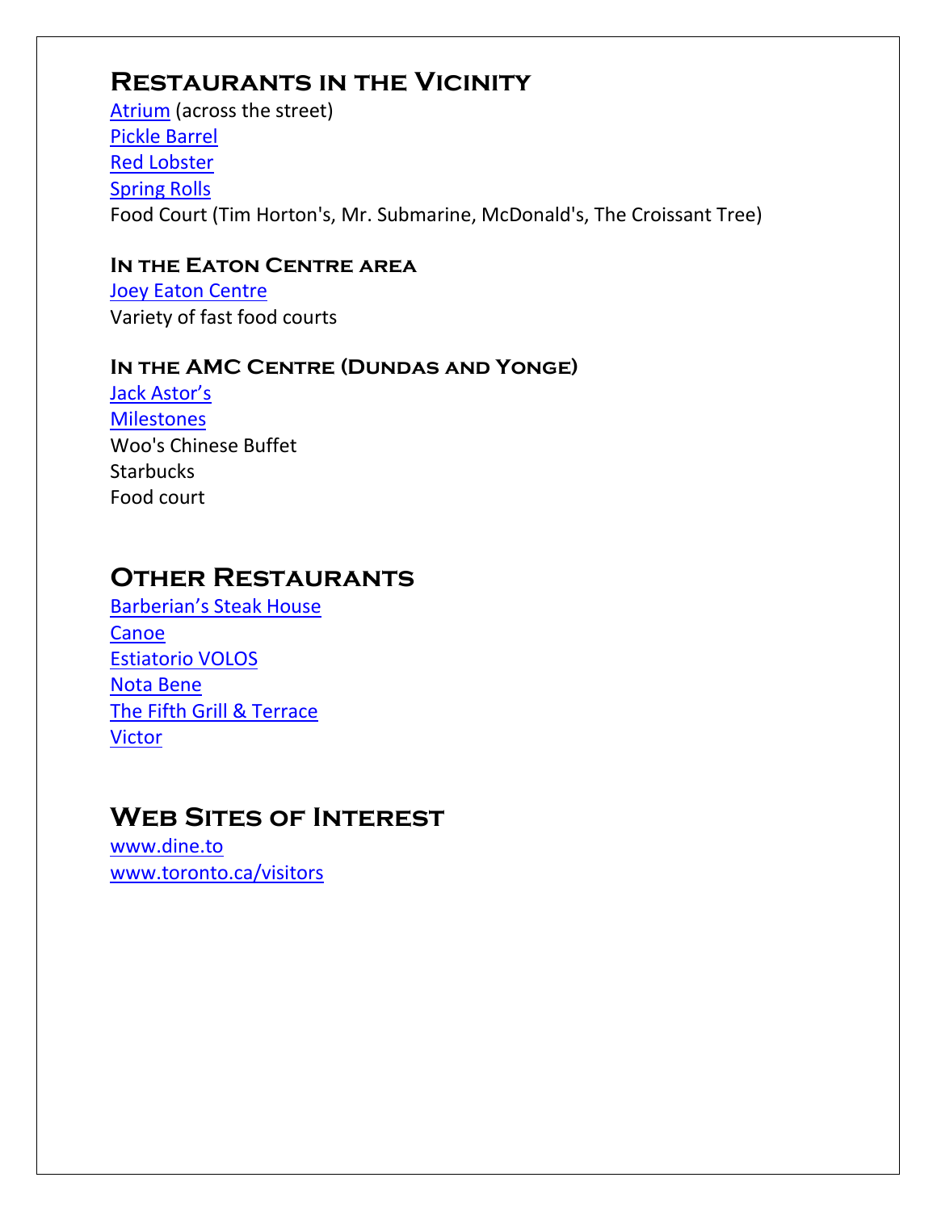## Restaurants in the Vicinity

Atrium (across the street)
Pickle Barrel
Red Lobster
Spring Rolls
Food Court (Tim Horton's, Mr. Submarine, McDonald's, The Croissant Tree)

### In the Eaton Centre area

Joey Eaton Centre
Variety of fast food courts

### In the AMC Centre (Dundas and Yonge)

Jack Astor's
Milestones
Woo's Chinese Buffet
Starbucks
Food court

## Other Restaurants

Barberian's Steak House
Canoe
Estiatorio VOLOS
Nota Bene
The Fifth Grill & Terrace
Victor

## Web Sites of Interest

www.dine.to
www.toronto.ca/visitors